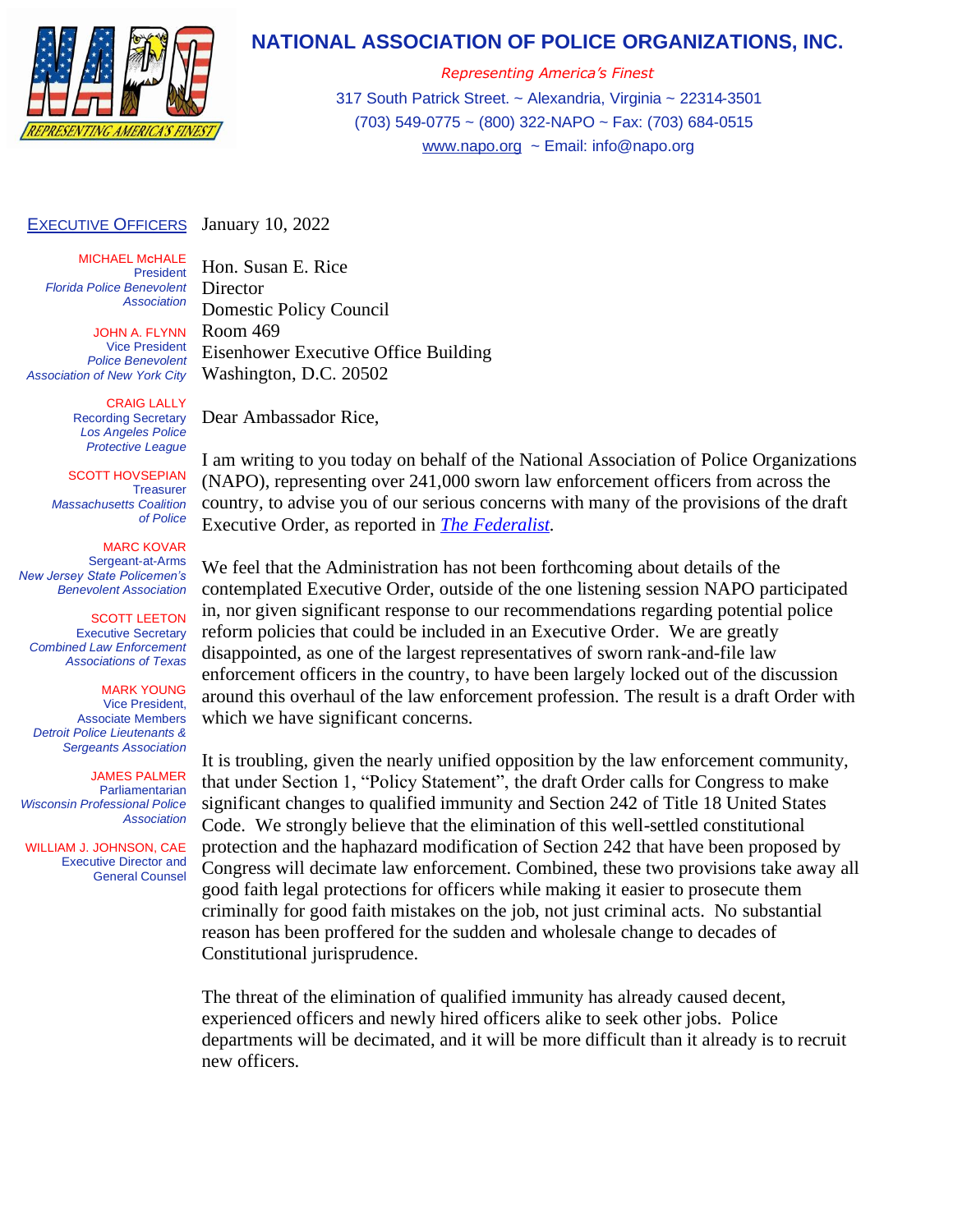# NATIONAL ASSOCIATION OF POLICE ORGANIZATIONS, INC.

*Representing America's Finest*

317 South Patrick Street. ~ Alexandria, Virginia ~ 22314-3501

(703) 549-0775 ~ (800) 322-NAPO ~ Fax: (703) 684-0515

www.napo.org ~ Email: info@napo.org

**EXECUTIVE OFFICERS**

MICHAEL McHALE
President
*Florida Police Benevolent Association*

JOHN A. FLYNN
Vice President
*Police Benevolent Association of New York City*

CRAIG LALLY
Recording Secretary
*Los Angeles Police Protective League*

SCOTT HOVSEPIAN
Treasurer
*Massachusetts Coalition of Police*

MARC KOVAR
Sergeant-at-Arms
*New Jersey State Policemen's Benevolent Association*

SCOTT LEETON
Executive Secretary
*Combined Law Enforcement Associations of Texas*

MARK YOUNG
Vice President, Associate Members
*Detroit Police Lieutenants & Sergeants Association*

JAMES PALMER
Parliamentarian
*Wisconsin Professional Police Association*

WILLIAM J. JOHNSON, CAE
Executive Director and General Counsel

January 10, 2022

Hon. Susan E. Rice
Director
Domestic Policy Council
Room 469
Eisenhower Executive Office Building
Washington, D.C. 20502

Dear Ambassador Rice,

I am writing to you today on behalf of the National Association of Police Organizations (NAPO), representing over 241,000 sworn law enforcement officers from across the country, to advise you of our serious concerns with many of the provisions of the draft Executive Order, as reported in *The Federalist*.

We feel that the Administration has not been forthcoming about details of the contemplated Executive Order, outside of the one listening session NAPO participated in, nor given significant response to our recommendations regarding potential police reform policies that could be included in an Executive Order. We are greatly disappointed, as one of the largest representatives of sworn rank-and-file law enforcement officers in the country, to have been largely locked out of the discussion around this overhaul of the law enforcement profession. The result is a draft Order with which we have significant concerns.

It is troubling, given the nearly unified opposition by the law enforcement community, that under Section 1, "Policy Statement", the draft Order calls for Congress to make significant changes to qualified immunity and Section 242 of Title 18 United States Code. We strongly believe that the elimination of this well-settled constitutional protection and the haphazard modification of Section 242 that have been proposed by Congress will decimate law enforcement. Combined, these two provisions take away all good faith legal protections for officers while making it easier to prosecute them criminally for good faith mistakes on the job, not just criminal acts. No substantial reason has been proffered for the sudden and wholesale change to decades of Constitutional jurisprudence.

The threat of the elimination of qualified immunity has already caused decent, experienced officers and newly hired officers alike to seek other jobs. Police departments will be decimated, and it will be more difficult than it already is to recruit new officers.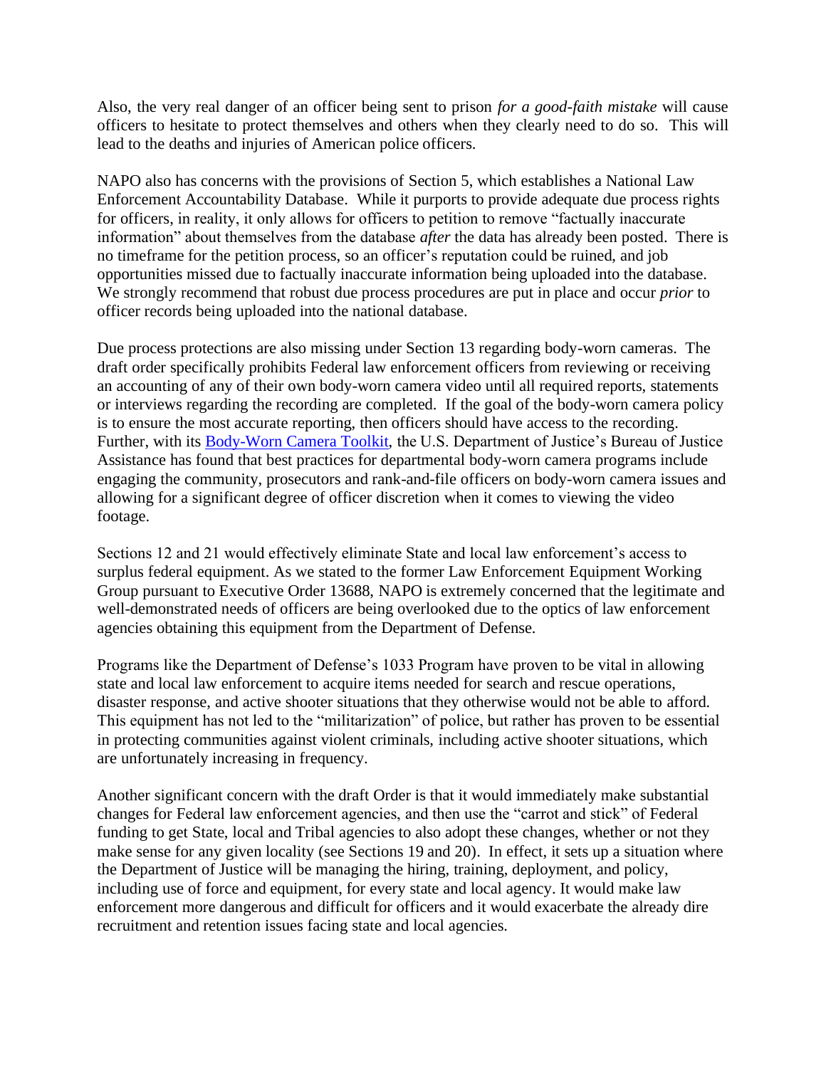Also, the very real danger of an officer being sent to prison *for a good-faith mistake* will cause officers to hesitate to protect themselves and others when they clearly need to do so. This will lead to the deaths and injuries of American police officers.

NAPO also has concerns with the provisions of Section 5, which establishes a National Law Enforcement Accountability Database. While it purports to provide adequate due process rights for officers, in reality, it only allows for officers to petition to remove "factually inaccurate information" about themselves from the database *after* the data has already been posted. There is no timeframe for the petition process, so an officer's reputation could be ruined, and job opportunities missed due to factually inaccurate information being uploaded into the database. We strongly recommend that robust due process procedures are put in place and occur *prior* to officer records being uploaded into the national database.

Due process protections are also missing under Section 13 regarding body-worn cameras. The draft order specifically prohibits Federal law enforcement officers from reviewing or receiving an accounting of any of their own body-worn camera video until all required reports, statements or interviews regarding the recording are completed. If the goal of the body-worn camera policy is to ensure the most accurate reporting, then officers should have access to the recording. Further, with its Body-Worn Camera Toolkit, the U.S. Department of Justice's Bureau of Justice Assistance has found that best practices for departmental body-worn camera programs include engaging the community, prosecutors and rank-and-file officers on body-worn camera issues and allowing for a significant degree of officer discretion when it comes to viewing the video footage.

Sections 12 and 21 would effectively eliminate State and local law enforcement's access to surplus federal equipment. As we stated to the former Law Enforcement Equipment Working Group pursuant to Executive Order 13688, NAPO is extremely concerned that the legitimate and well-demonstrated needs of officers are being overlooked due to the optics of law enforcement agencies obtaining this equipment from the Department of Defense.

Programs like the Department of Defense's 1033 Program have proven to be vital in allowing state and local law enforcement to acquire items needed for search and rescue operations, disaster response, and active shooter situations that they otherwise would not be able to afford. This equipment has not led to the "militarization" of police, but rather has proven to be essential in protecting communities against violent criminals, including active shooter situations, which are unfortunately increasing in frequency.

Another significant concern with the draft Order is that it would immediately make substantial changes for Federal law enforcement agencies, and then use the "carrot and stick" of Federal funding to get State, local and Tribal agencies to also adopt these changes, whether or not they make sense for any given locality (see Sections 19 and 20). In effect, it sets up a situation where the Department of Justice will be managing the hiring, training, deployment, and policy, including use of force and equipment, for every state and local agency. It would make law enforcement more dangerous and difficult for officers and it would exacerbate the already dire recruitment and retention issues facing state and local agencies.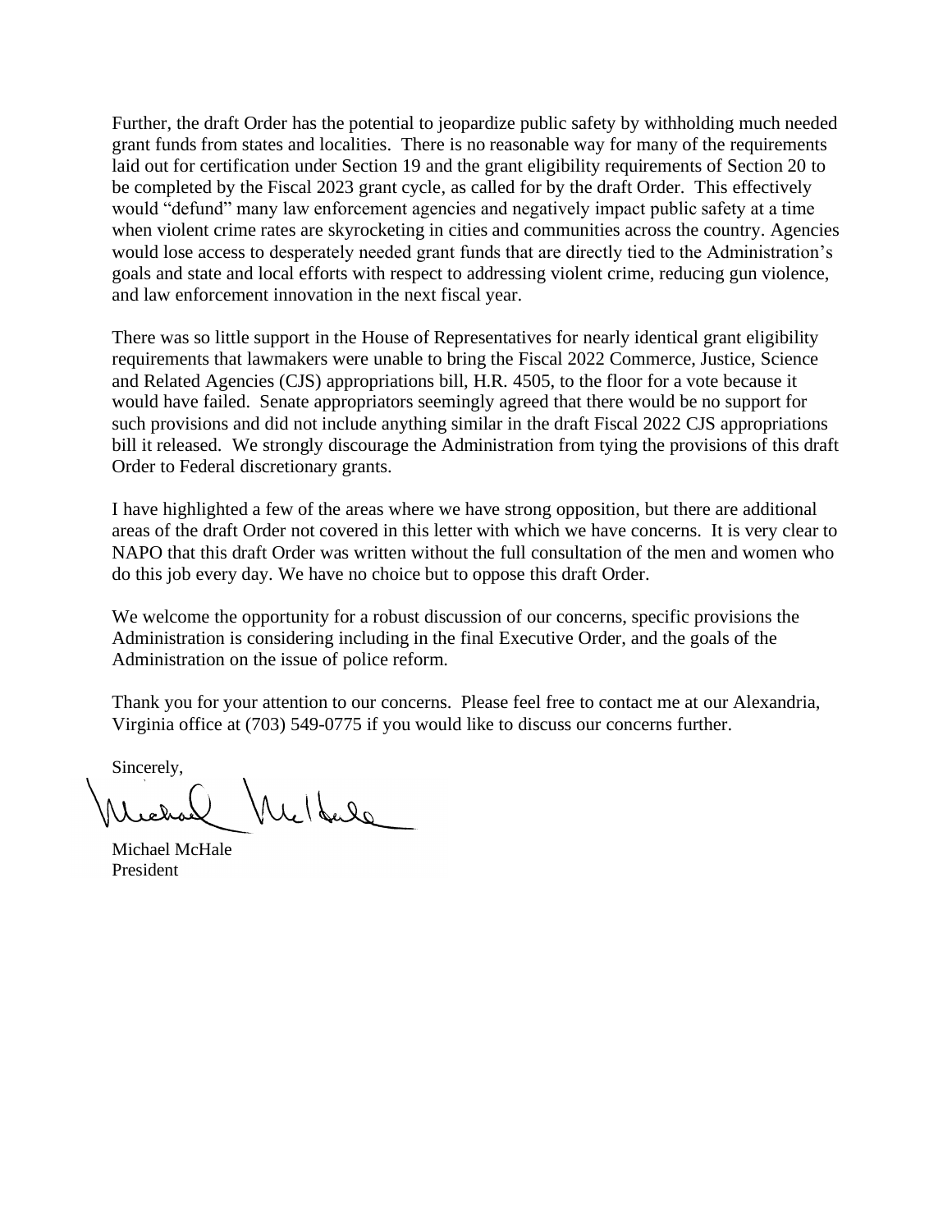Further, the draft Order has the potential to jeopardize public safety by withholding much needed grant funds from states and localities. There is no reasonable way for many of the requirements laid out for certification under Section 19 and the grant eligibility requirements of Section 20 to be completed by the Fiscal 2023 grant cycle, as called for by the draft Order. This effectively would "defund" many law enforcement agencies and negatively impact public safety at a time when violent crime rates are skyrocketing in cities and communities across the country. Agencies would lose access to desperately needed grant funds that are directly tied to the Administration's goals and state and local efforts with respect to addressing violent crime, reducing gun violence, and law enforcement innovation in the next fiscal year.

There was so little support in the House of Representatives for nearly identical grant eligibility requirements that lawmakers were unable to bring the Fiscal 2022 Commerce, Justice, Science and Related Agencies (CJS) appropriations bill, H.R. 4505, to the floor for a vote because it would have failed. Senate appropriators seemingly agreed that there would be no support for such provisions and did not include anything similar in the draft Fiscal 2022 CJS appropriations bill it released. We strongly discourage the Administration from tying the provisions of this draft Order to Federal discretionary grants.

I have highlighted a few of the areas where we have strong opposition, but there are additional areas of the draft Order not covered in this letter with which we have concerns. It is very clear to NAPO that this draft Order was written without the full consultation of the men and women who do this job every day. We have no choice but to oppose this draft Order.

We welcome the opportunity for a robust discussion of our concerns, specific provisions the Administration is considering including in the final Executive Order, and the goals of the Administration on the issue of police reform.

Thank you for your attention to our concerns. Please feel free to contact me at our Alexandria, Virginia office at (703) 549-0775 if you would like to discuss our concerns further.

Sincerely,

Michael McHale
President